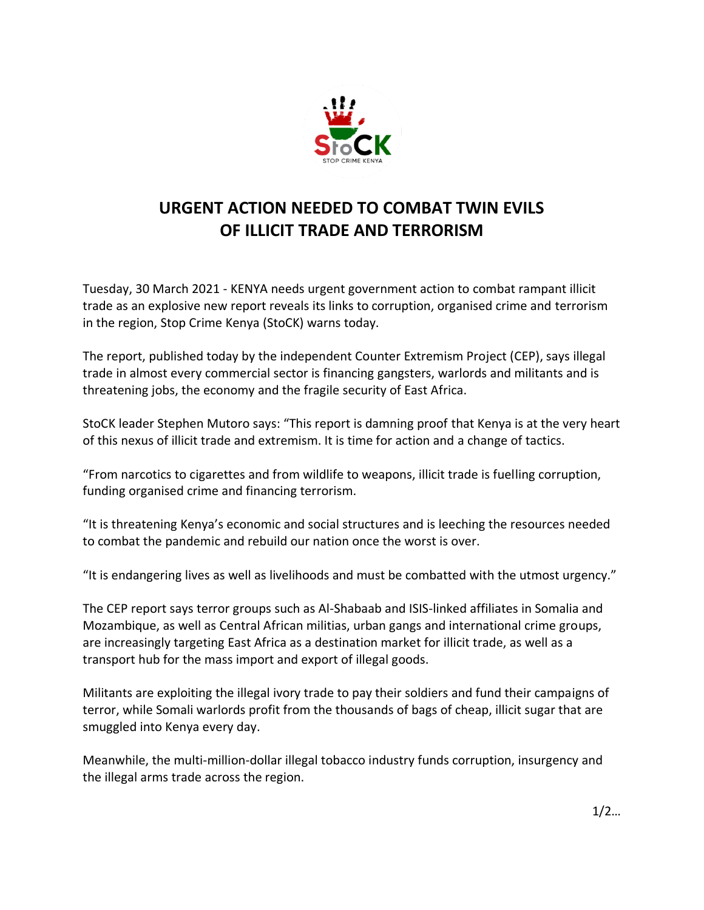# URGENT ACTION NEEDED TO COMBAT TWIN EVILS OF ILLICIT TRADE AND TERRORISM

Tuesday, 30 March 2021 - KENYA needs urgent government action to combat rampant illicit trade as an explosive new report reveals its links to corruption, organised crime and terrorism in the region, Stop Crime Kenya (StoCK) warns today.

The report, published today by the independent Counter Extremism Project (CEP), says illegal trade in almost every commercial sector is financing gangsters, warlords and militants and is threatening jobs, the economy and the fragile security of East Africa.

StoCK leader Stephen Mutoro says: "This report is damning proof that Kenya is at the very heart of this nexus of illicit trade and extremism. It is time for action and a change of tactics.

"From narcotics to cigarettes and from wildlife to weapons, illicit trade is fuelling corruption, funding organised crime and financing terrorism.

"It is threatening Kenya's economic and social structures and is leeching the resources needed to combat the pandemic and rebuild our nation once the worst is over.

"It is endangering lives as well as livelihoods and must be combatted with the utmost urgency."

The CEP report says terror groups such as Al-Shabaab and ISIS-linked affiliates in Somalia and Mozambique, as well as Central African militias, urban gangs and international crime groups, are increasingly targeting East Africa as a destination market for illicit trade, as well as a transport hub for the mass import and export of illegal goods.

Militants are exploiting the illegal ivory trade to pay their soldiers and fund their campaigns of terror, while Somali warlords profit from the thousands of bags of cheap, illicit sugar that are smuggled into Kenya every day.

Meanwhile, the multi-million-dollar illegal tobacco industry funds corruption, insurgency and the illegal arms trade across the region.

1/2…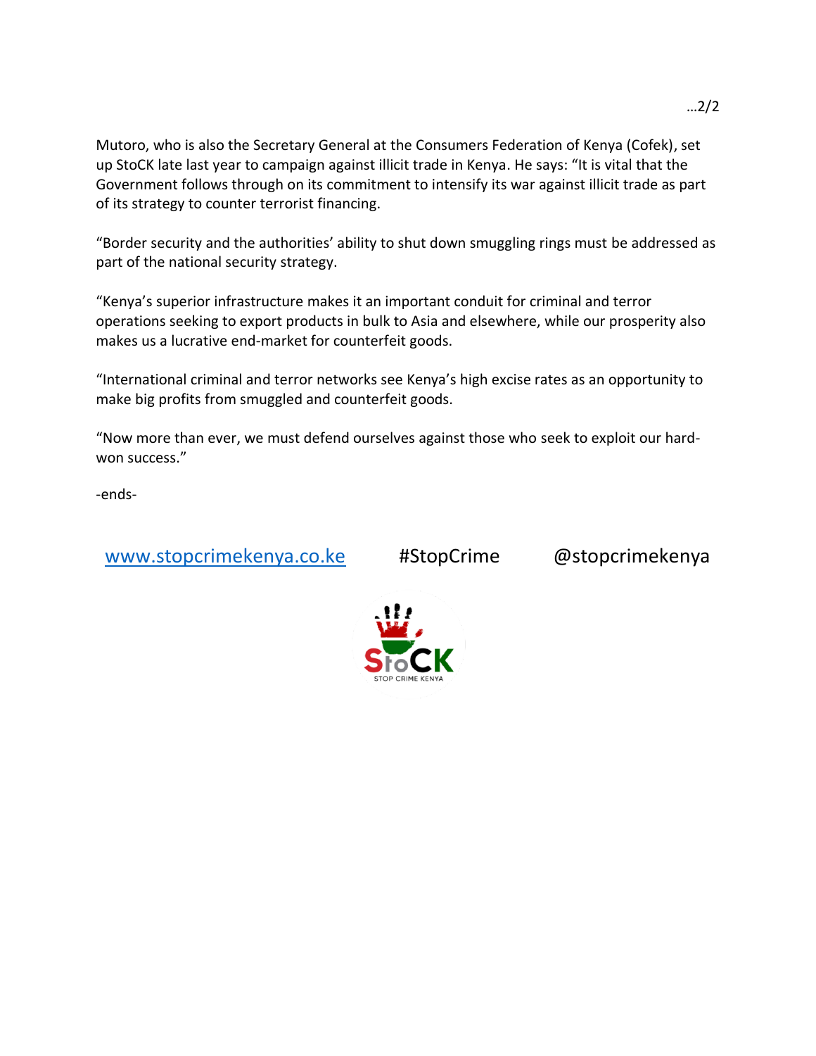Mutoro, who is also the Secretary General at the Consumers Federation of Kenya (Cofek), set up StoCK late last year to campaign against illicit trade in Kenya. He says: "It is vital that the Government follows through on its commitment to intensify its war against illicit trade as part of its strategy to counter terrorist financing.

"Border security and the authorities' ability to shut down smuggling rings must be addressed as part of the national security strategy.

"Kenya's superior infrastructure makes it an important conduit for criminal and terror operations seeking to export products in bulk to Asia and elsewhere, while our prosperity also makes us a lucrative end-market for counterfeit goods.

"International criminal and terror networks see Kenya's high excise rates as an opportunity to make big profits from smuggled and counterfeit goods.

"Now more than ever, we must defend ourselves against those who seek to exploit our hard-won success."

-ends-

www.stopcrimekenya.co.ke #StopCrime @stopcrimekenya

StoCK
STOP CRIME KENYA